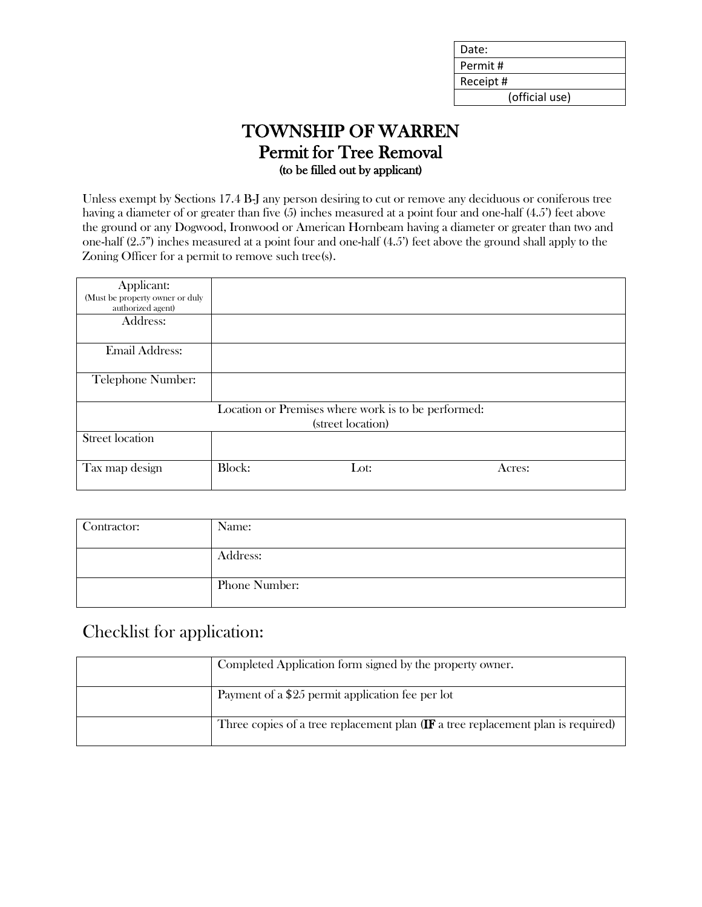| Date: |
|---|
| Permit # |
| Receipt # |
| (official use) |

# TOWNSHIP OF WARREN
## Permit for Tree Removal
(to be filled out by applicant)

Unless exempt by Sections 17.4 B-J any person desiring to cut or remove any deciduous or coniferous tree having a diameter of or greater than five (5) inches measured at a point four and one-half (4.5') feet above the ground or any Dogwood, Ironwood or American Hornbeam having a diameter or greater than two and one-half (2.5") inches measured at a point four and one-half (4.5') feet above the ground shall apply to the Zoning Officer for a permit to remove such tree(s).

| Applicant: (Must be property owner or duly authorized agent) | | | |
|---|---|---|---|
| Address: | | | |
| Email Address: | | | |
| Telephone Number: | | | |
| Location or Premises where work is to be performed: (street location) | | | |
| Street location | | | |
| Tax map design | Block: | Lot: | Acres: |

| Contractor: | Name: |
|---|---|
| | Address: |
| | Phone Number: |

## Checklist for application:

| | |
|---|---|
| | Completed Application form signed by the property owner. |
| | Payment of a $25 permit application fee per lot |
| | Three copies of a tree replacement plan (**IF** a tree replacement plan is required) |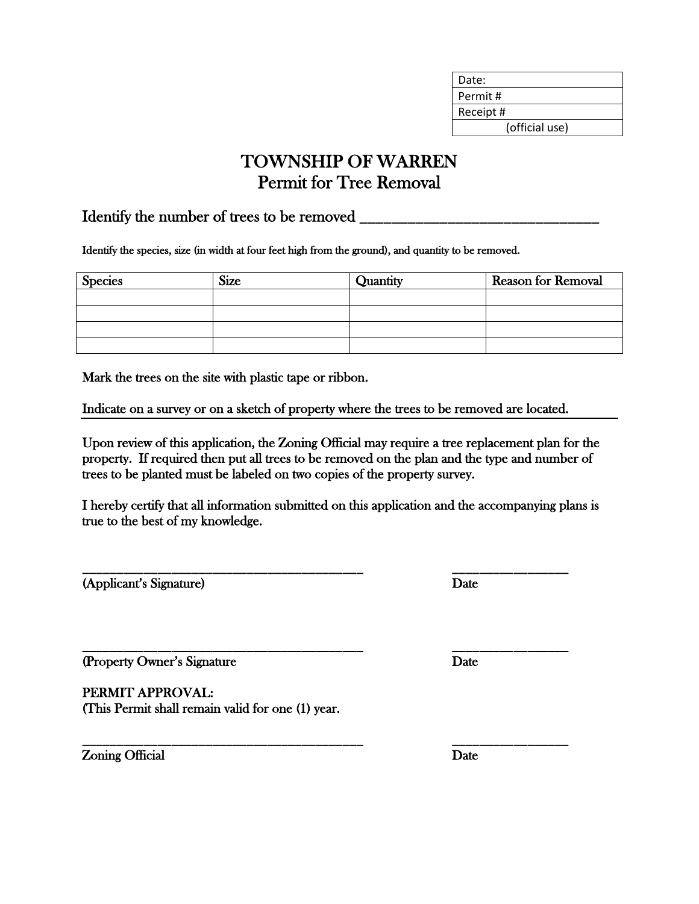| Date: |
|---|
| Permit # |
| Receipt # |
| (official use) |

# TOWNSHIP OF WARREN
## Permit for Tree Removal

### Identify the number of trees to be removed ______________________________

Identify the species, size (in width at four feet high from the ground), and quantity to be removed.

| Species | Size | Quantity | Reason for Removal |
|---|---|---|---|
| | | | |
| | | | |
| | | | |
| | | | |

Mark the trees on the site with plastic tape or ribbon.

Indicate on a survey or on a sketch of property where the trees to be removed are located.

Upon review of this application, the Zoning Official may require a tree replacement plan for the property. If required then put all trees to be removed on the plan and the type and number of trees to be planted must be labeled on two copies of the property survey.

I hereby certify that all information submitted on this application and the accompanying plans is true to the best of my knowledge.

________________________________________ ________________
(Applicant's Signature) Date

________________________________________ ________________
(Property Owner's Signature Date

PERMIT APPROVAL:
(This Permit shall remain valid for one (1) year.

________________________________________ ________________
Zoning Official Date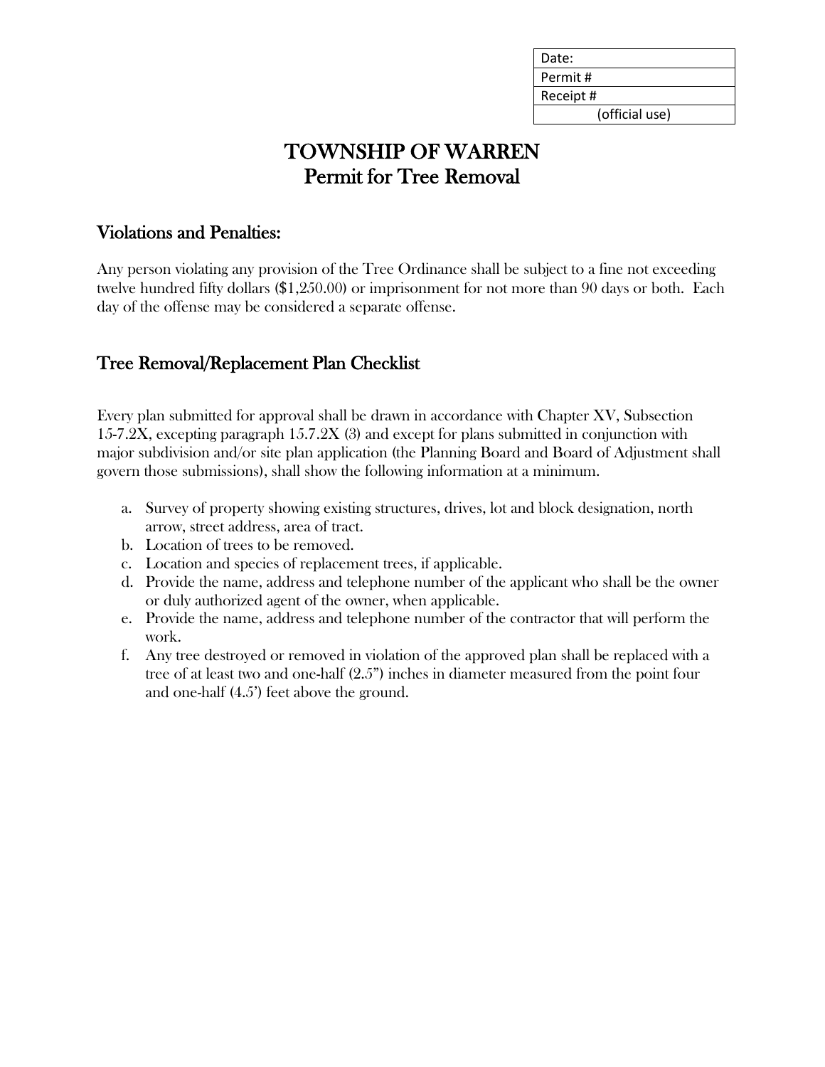| Date: |
| --- |
| Permit # |
| Receipt # |
| (official use) |

# TOWNSHIP OF WARREN
# Permit for Tree Removal

## Violations and Penalties:

Any person violating any provision of the Tree Ordinance shall be subject to a fine not exceeding twelve hundred fifty dollars ($1,250.00) or imprisonment for not more than 90 days or both. Each day of the offense may be considered a separate offense.

## Tree Removal/Replacement Plan Checklist

Every plan submitted for approval shall be drawn in accordance with Chapter XV, Subsection 15-7.2X, excepting paragraph 15.7.2X (3) and except for plans submitted in conjunction with major subdivision and/or site plan application (the Planning Board and Board of Adjustment shall govern those submissions), shall show the following information at a minimum.

a. Survey of property showing existing structures, drives, lot and block designation, north arrow, street address, area of tract.
b. Location of trees to be removed.
c. Location and species of replacement trees, if applicable.
d. Provide the name, address and telephone number of the applicant who shall be the owner or duly authorized agent of the owner, when applicable.
e. Provide the name, address and telephone number of the contractor that will perform the work.
f. Any tree destroyed or removed in violation of the approved plan shall be replaced with a tree of at least two and one-half (2.5") inches in diameter measured from the point four and one-half (4.5') feet above the ground.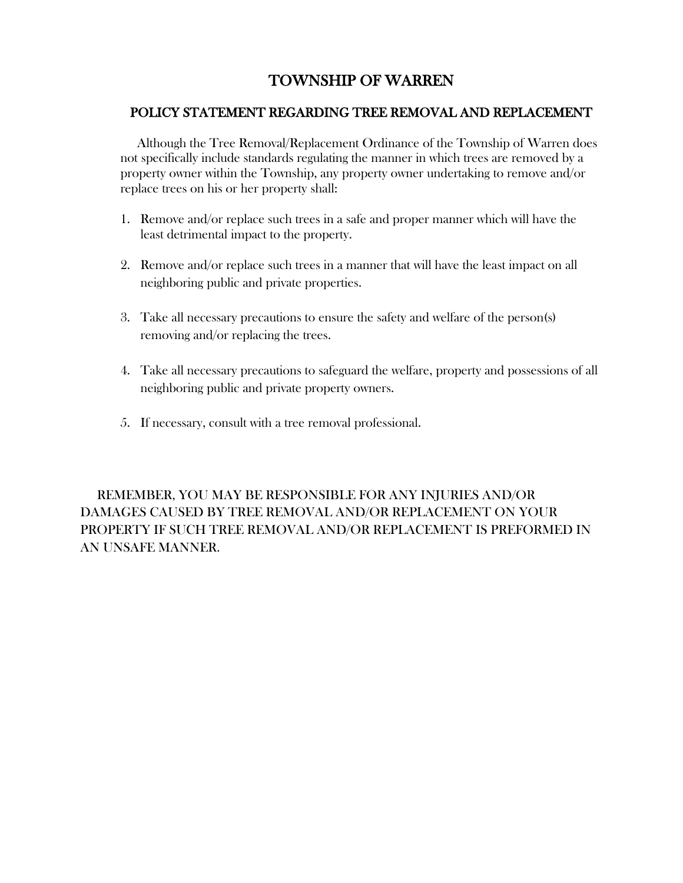# TOWNSHIP OF WARREN

## POLICY STATEMENT REGARDING TREE REMOVAL AND REPLACEMENT

Although the Tree Removal/Replacement Ordinance of the Township of Warren does not specifically include standards regulating the manner in which trees are removed by a property owner within the Township, any property owner undertaking to remove and/or replace trees on his or her property shall:

1. Remove and/or replace such trees in a safe and proper manner which will have the least detrimental impact to the property.

2. Remove and/or replace such trees in a manner that will have the least impact on all neighboring public and private properties.

3. Take all necessary precautions to ensure the safety and welfare of the person(s) removing and/or replacing the trees.

4. Take all necessary precautions to safeguard the welfare, property and possessions of all neighboring public and private property owners.

5. If necessary, consult with a tree removal professional.

REMEMBER, YOU MAY BE RESPONSIBLE FOR ANY INJURIES AND/OR DAMAGES CAUSED BY TREE REMOVAL AND/OR REPLACEMENT ON YOUR PROPERTY IF SUCH TREE REMOVAL AND/OR REPLACEMENT IS PREFORMED IN AN UNSAFE MANNER.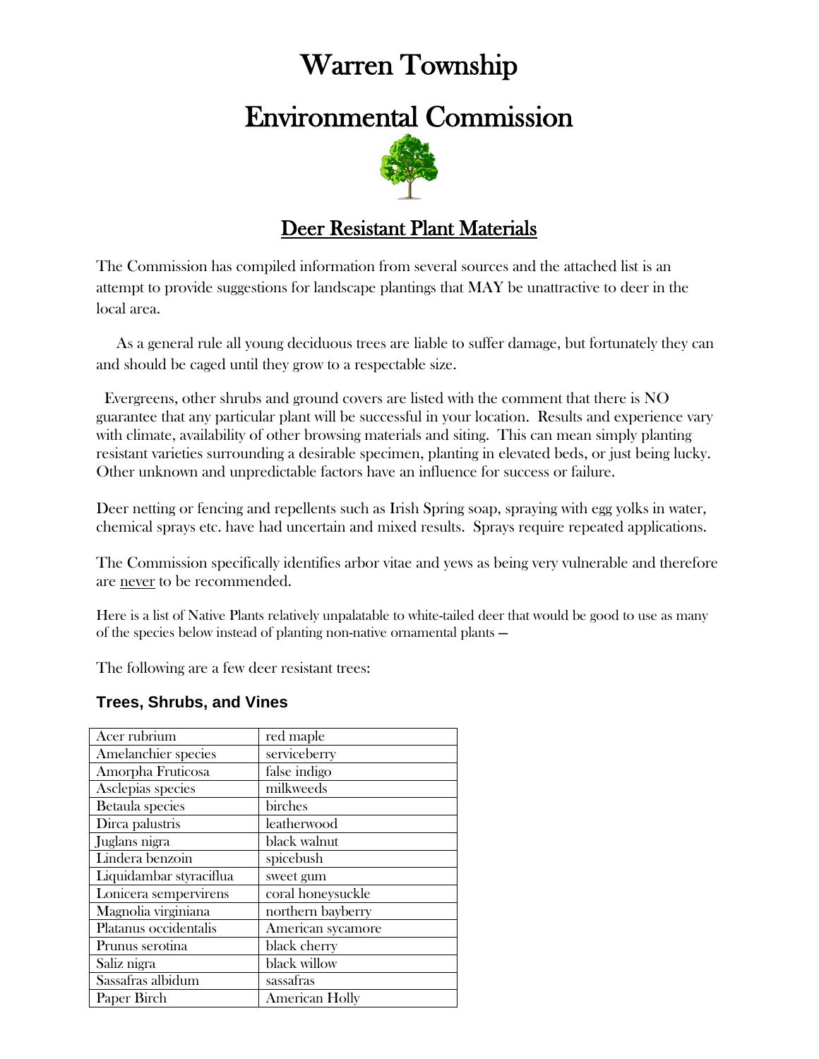# Warren Township

# Environmental Commission

## Deer Resistant Plant Materials

The Commission has compiled information from several sources and the attached list is an attempt to provide suggestions for landscape plantings that MAY be unattractive to deer in the local area.

As a general rule all young deciduous trees are liable to suffer damage, but fortunately they can and should be caged until they grow to a respectable size.

Evergreens, other shrubs and ground covers are listed with the comment that there is NO guarantee that any particular plant will be successful in your location. Results and experience vary with climate, availability of other browsing materials and siting. This can mean simply planting resistant varieties surrounding a desirable specimen, planting in elevated beds, or just being lucky. Other unknown and unpredictable factors have an influence for success or failure.

Deer netting or fencing and repellents such as Irish Spring soap, spraying with egg yolks in water, chemical sprays etc. have had uncertain and mixed results. Sprays require repeated applications.

The Commission specifically identifies arbor vitae and yews as being very vulnerable and therefore are never to be recommended.

Here is a list of Native Plants relatively unpalatable to white-tailed deer that would be good to use as many of the species below instead of planting non-native ornamental plants –

The following are a few deer resistant trees:

### Trees, Shrubs, and Vines

| | |
|---|---|
| Acer rubrium | red maple |
| Amelanchier species | serviceberry |
| Amorpha Fruticosa | false indigo |
| Asclepias species | milkweeds |
| Betaula species | birches |
| Dirca palustris | leatherwood |
| Juglans nigra | black walnut |
| Lindera benzoin | spicebush |
| Liquidambar styraciflua | sweet gum |
| Lonicera sempervirens | coral honeysuckle |
| Magnolia virginiana | northern bayberry |
| Platanus occidentalis | American sycamore |
| Prunus serotina | black cherry |
| Saliz nigra | black willow |
| Sassafras albidum | sassafras |
| Paper Birch | American Holly |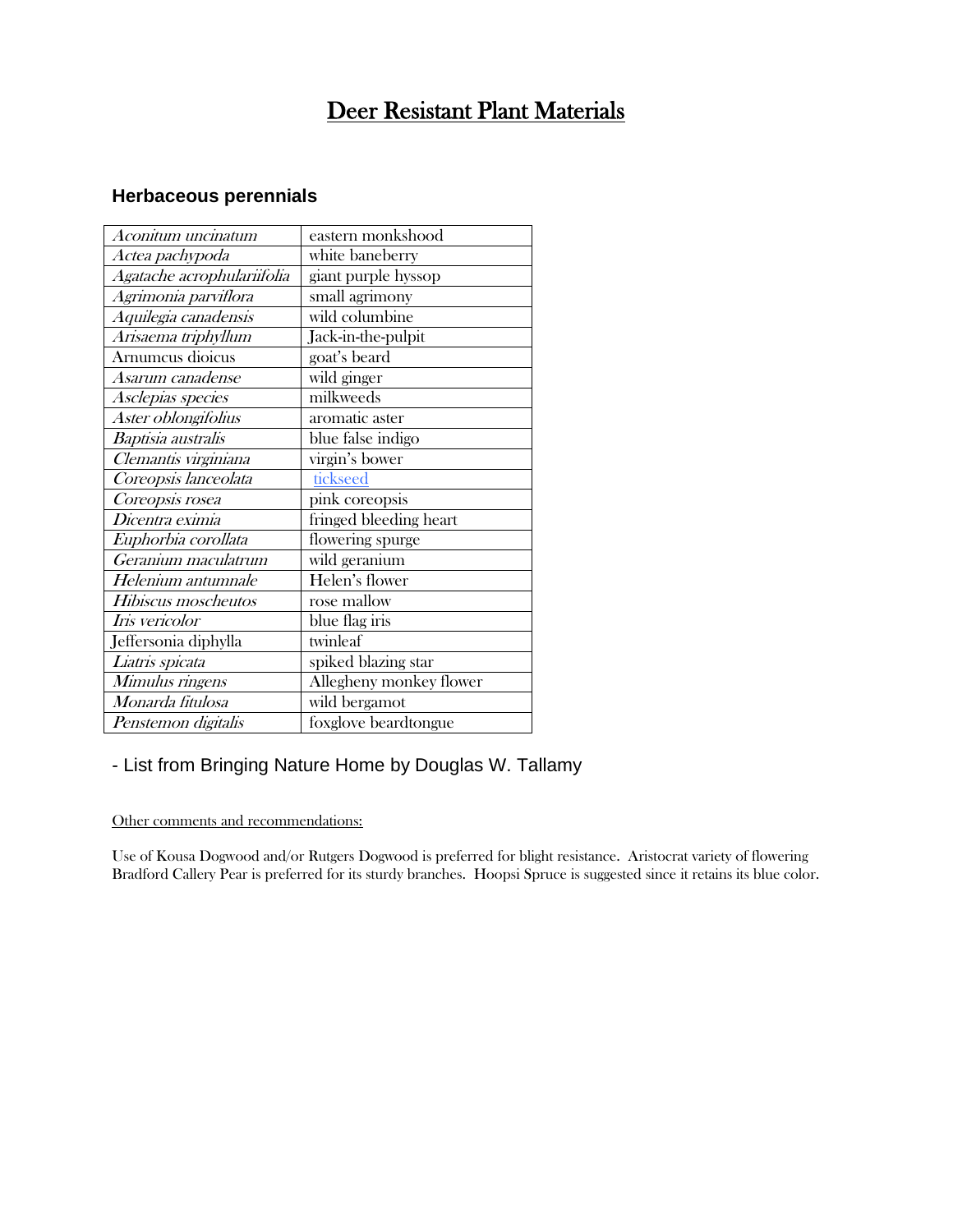# Deer Resistant Plant Materials

### Herbaceous perennials

| | |
|---|---|
| *Aconitum uncinatum* | eastern monkshood |
| *Actea pachypoda* | white baneberry |
| *Agatache acrophulariifolia* | giant purple hyssop |
| *Agrimonia parviflora* | small agrimony |
| *Aquilegia canadensis* | wild columbine |
| *Arisaema triphyllum* | Jack-in-the-pulpit |
| Arnumcus dioicus | goat's beard |
| *Asarum canadense* | wild ginger |
| *Asclepias species* | milkweeds |
| *Aster oblongifolius* | aromatic aster |
| *Baptisia australis* | blue false indigo |
| *Clemantis virginiana* | virgin's bower |
| *Coreopsis lanceolata* | tickseed |
| *Coreopsis rosea* | pink coreopsis |
| *Dicentra eximia* | fringed bleeding heart |
| *Euphorbia corollata* | flowering spurge |
| *Geranium maculatrum* | wild geranium |
| *Helenium antumnale* | Helen's flower |
| *Hibiscus moscheutos* | rose mallow |
| *Iris vericolor* | blue flag iris |
| Jeffersonia diphylla | twinleaf |
| *Liatris spicata* | spiked blazing star |
| *Mimulus ringens* | Allegheny monkey flower |
| *Monarda fitulosa* | wild bergamot |
| *Penstemon digitalis* | foxglove beardtongue |

- List from Bringing Nature Home by Douglas W. Tallamy

Other comments and recommendations:

Use of Kousa Dogwood and/or Rutgers Dogwood is preferred for blight resistance. Aristocrat variety of flowering Bradford Callery Pear is preferred for its sturdy branches. Hoopsi Spruce is suggested since it retains its blue color.